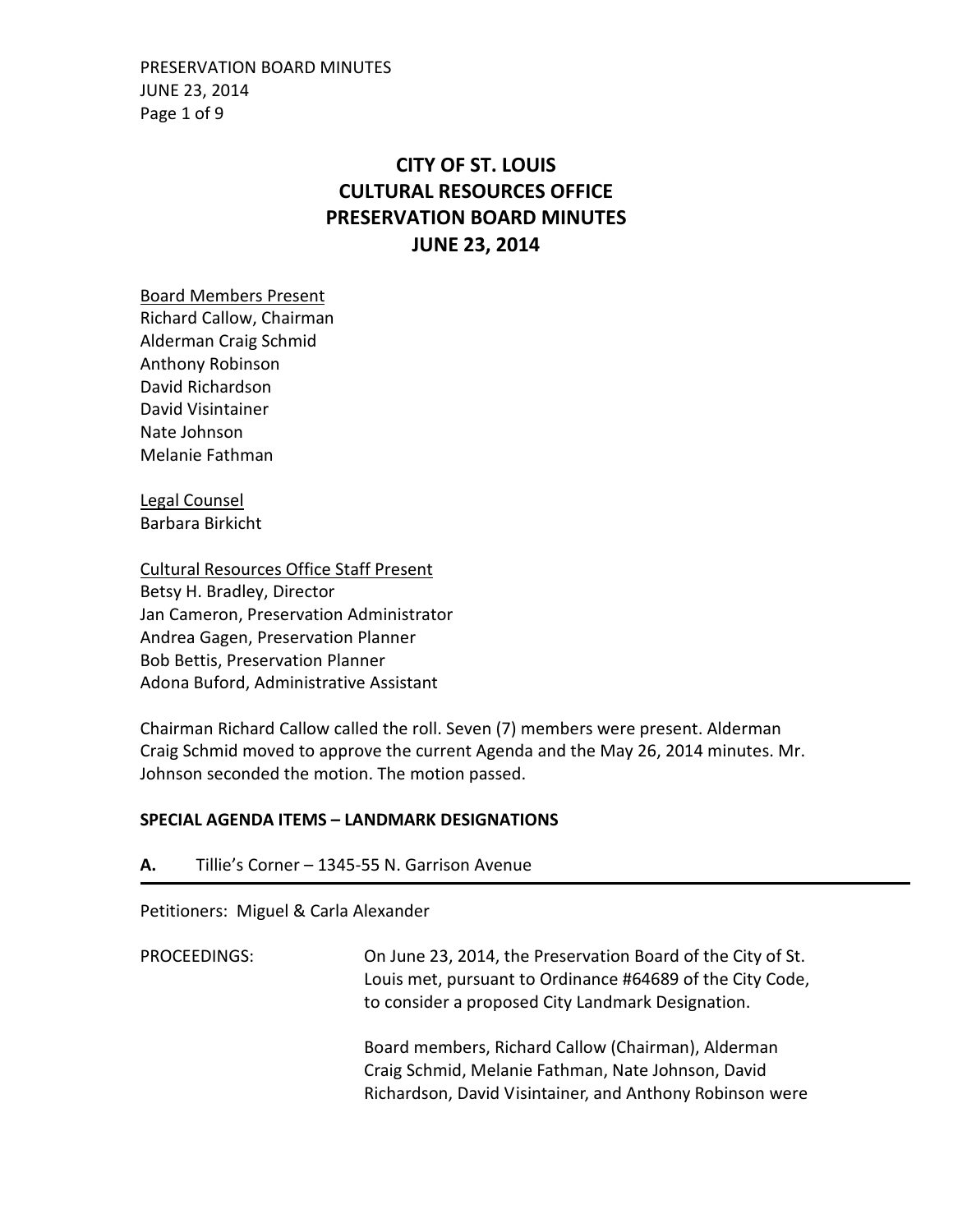# CITY OF ST. LOUIS
# CULTURAL RESOURCES OFFICE
# PRESERVATION BOARD MINUTES
# JUNE 23, 2014

Board Members Present
Richard Callow, Chairman
Alderman Craig Schmid
Anthony Robinson
David Richardson
David Visintainer
Nate Johnson
Melanie Fathman

Legal Counsel
Barbara Birkicht

Cultural Resources Office Staff Present
Betsy H. Bradley, Director
Jan Cameron, Preservation Administrator
Andrea Gagen, Preservation Planner
Bob Bettis, Preservation Planner
Adona Buford, Administrative Assistant

Chairman Richard Callow called the roll. Seven (7) members were present. Alderman Craig Schmid moved to approve the current Agenda and the May 26, 2014 minutes. Mr. Johnson seconded the motion. The motion passed.

**SPECIAL AGENDA ITEMS – LANDMARK DESIGNATIONS**

**A.** Tillie's Corner – 1345-55 N. Garrison Avenue

Petitioners: Miguel & Carla Alexander

PROCEEDINGS: On June 23, 2014, the Preservation Board of the City of St. Louis met, pursuant to Ordinance #64689 of the City Code, to consider a proposed City Landmark Designation.

Board members, Richard Callow (Chairman), Alderman Craig Schmid, Melanie Fathman, Nate Johnson, David Richardson, David Visintainer, and Anthony Robinson were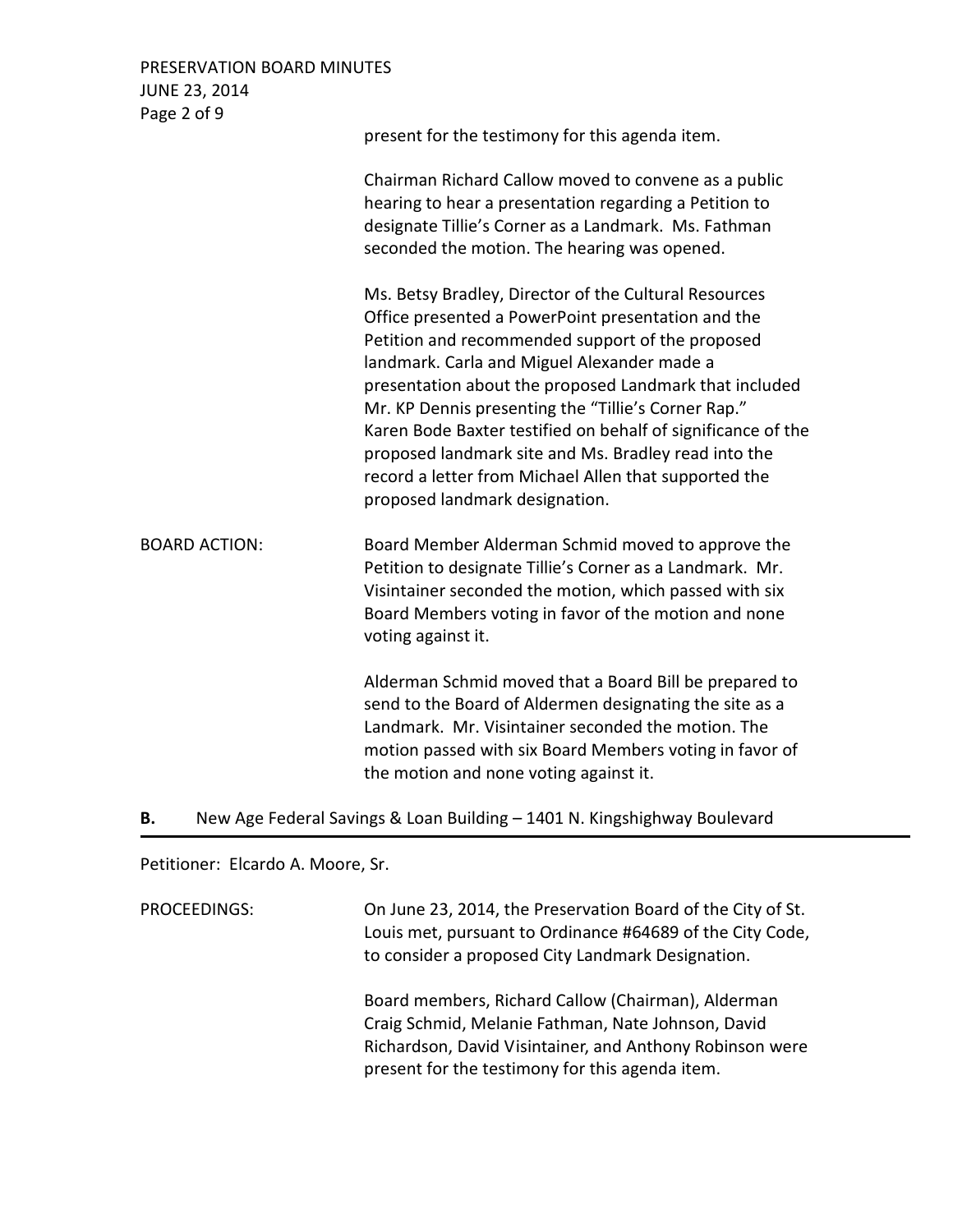present for the testimony for this agenda item.

Chairman Richard Callow moved to convene as a public hearing to hear a presentation regarding a Petition to designate Tillie's Corner as a Landmark. Ms. Fathman seconded the motion. The hearing was opened.

Ms. Betsy Bradley, Director of the Cultural Resources Office presented a PowerPoint presentation and the Petition and recommended support of the proposed landmark. Carla and Miguel Alexander made a presentation about the proposed Landmark that included Mr. KP Dennis presenting the "Tillie's Corner Rap." Karen Bode Baxter testified on behalf of significance of the proposed landmark site and Ms. Bradley read into the record a letter from Michael Allen that supported the proposed landmark designation.

BOARD ACTION: Board Member Alderman Schmid moved to approve the Petition to designate Tillie's Corner as a Landmark. Mr. Visintainer seconded the motion, which passed with six Board Members voting in favor of the motion and none voting against it.

Alderman Schmid moved that a Board Bill be prepared to send to the Board of Aldermen designating the site as a Landmark. Mr. Visintainer seconded the motion. The motion passed with six Board Members voting in favor of the motion and none voting against it.

## B. New Age Federal Savings & Loan Building – 1401 N. Kingshighway Boulevard

Petitioner: Elcardo A. Moore, Sr.

PROCEEDINGS: On June 23, 2014, the Preservation Board of the City of St. Louis met, pursuant to Ordinance #64689 of the City Code, to consider a proposed City Landmark Designation.

Board members, Richard Callow (Chairman), Alderman Craig Schmid, Melanie Fathman, Nate Johnson, David Richardson, David Visintainer, and Anthony Robinson were present for the testimony for this agenda item.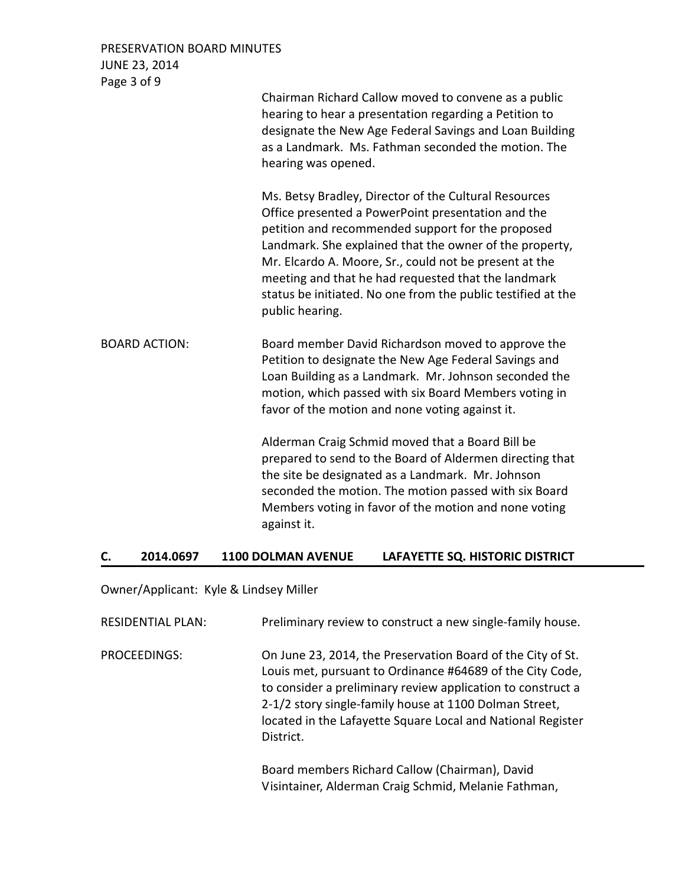Chairman Richard Callow moved to convene as a public hearing to hear a presentation regarding a Petition to designate the New Age Federal Savings and Loan Building as a Landmark. Ms. Fathman seconded the motion. The hearing was opened.

Ms. Betsy Bradley, Director of the Cultural Resources Office presented a PowerPoint presentation and the petition and recommended support for the proposed Landmark. She explained that the owner of the property, Mr. Elcardo A. Moore, Sr., could not be present at the meeting and that he had requested that the landmark status be initiated. No one from the public testified at the public hearing.

BOARD ACTION: Board member David Richardson moved to approve the Petition to designate the New Age Federal Savings and Loan Building as a Landmark. Mr. Johnson seconded the motion, which passed with six Board Members voting in favor of the motion and none voting against it.

Alderman Craig Schmid moved that a Board Bill be prepared to send to the Board of Aldermen directing that the site be designated as a Landmark. Mr. Johnson seconded the motion. The motion passed with six Board Members voting in favor of the motion and none voting against it.

## C. 2014.0697 1100 DOLMAN AVENUE LAFAYETTE SQ. HISTORIC DISTRICT

Owner/Applicant: Kyle & Lindsey Miller

RESIDENTIAL PLAN: Preliminary review to construct a new single-family house.

PROCEEDINGS: On June 23, 2014, the Preservation Board of the City of St. Louis met, pursuant to Ordinance #64689 of the City Code, to consider a preliminary review application to construct a 2-1/2 story single-family house at 1100 Dolman Street, located in the Lafayette Square Local and National Register District.

Board members Richard Callow (Chairman), David Visintainer, Alderman Craig Schmid, Melanie Fathman,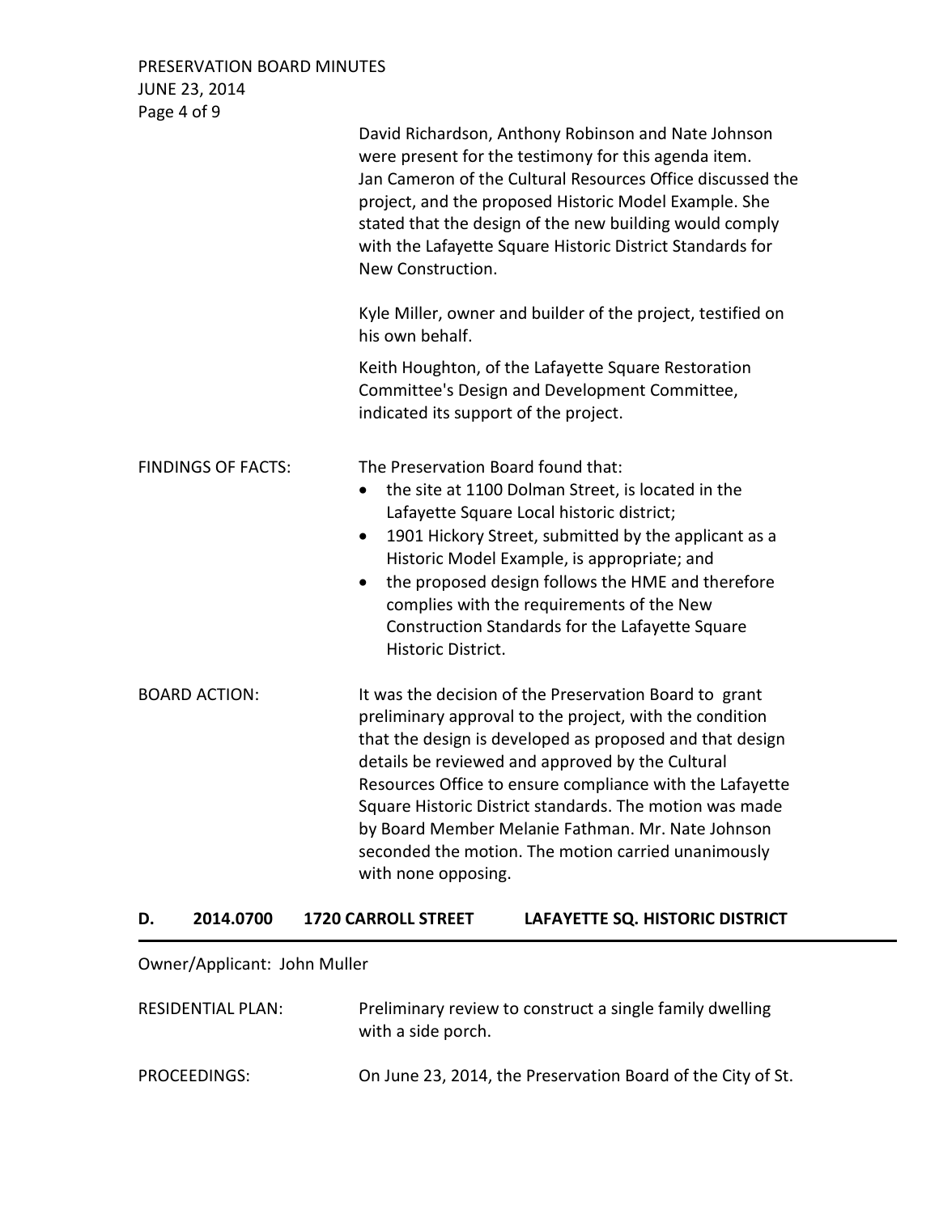David Richardson, Anthony Robinson and Nate Johnson were present for the testimony for this agenda item. Jan Cameron of the Cultural Resources Office discussed the project, and the proposed Historic Model Example. She stated that the design of the new building would comply with the Lafayette Square Historic District Standards for New Construction.

Kyle Miller, owner and builder of the project, testified on his own behalf.

Keith Houghton, of the Lafayette Square Restoration Committee's Design and Development Committee, indicated its support of the project.

FINDINGS OF FACTS: The Preservation Board found that:

- the site at 1100 Dolman Street, is located in the Lafayette Square Local historic district;
- 1901 Hickory Street, submitted by the applicant as a Historic Model Example, is appropriate; and
- the proposed design follows the HME and therefore complies with the requirements of the New Construction Standards for the Lafayette Square Historic District.

BOARD ACTION: It was the decision of the Preservation Board to grant preliminary approval to the project, with the condition that the design is developed as proposed and that design details be reviewed and approved by the Cultural Resources Office to ensure compliance with the Lafayette Square Historic District standards. The motion was made by Board Member Melanie Fathman. Mr. Nate Johnson seconded the motion. The motion carried unanimously with none opposing.

## D. 2014.0700 1720 CARROLL STREET LAFAYETTE SQ. HISTORIC DISTRICT

Owner/Applicant: John Muller

RESIDENTIAL PLAN: Preliminary review to construct a single family dwelling with a side porch.

PROCEEDINGS: On June 23, 2014, the Preservation Board of the City of St.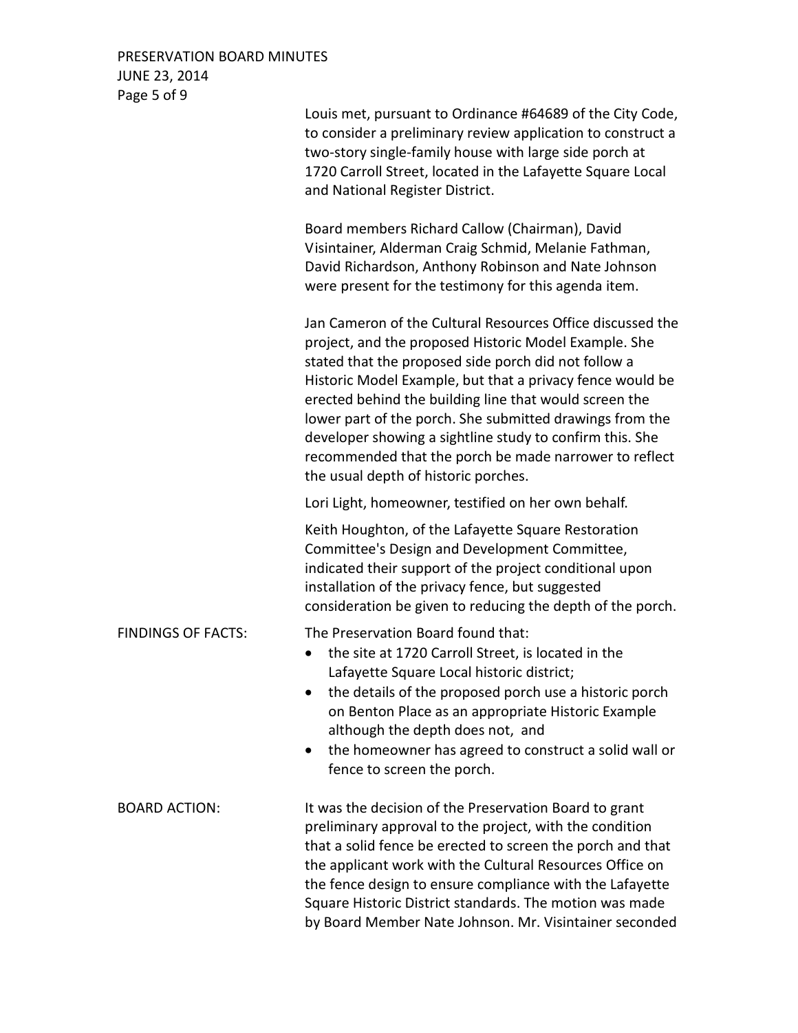Louis met, pursuant to Ordinance #64689 of the City Code, to consider a preliminary review application to construct a two-story single-family house with large side porch at 1720 Carroll Street, located in the Lafayette Square Local and National Register District.

Board members Richard Callow (Chairman), David Visintainer, Alderman Craig Schmid, Melanie Fathman, David Richardson, Anthony Robinson and Nate Johnson were present for the testimony for this agenda item.

Jan Cameron of the Cultural Resources Office discussed the project, and the proposed Historic Model Example. She stated that the proposed side porch did not follow a Historic Model Example, but that a privacy fence would be erected behind the building line that would screen the lower part of the porch. She submitted drawings from the developer showing a sightline study to confirm this. She recommended that the porch be made narrower to reflect the usual depth of historic porches.

Lori Light, homeowner, testified on her own behalf.

Keith Houghton, of the Lafayette Square Restoration Committee's Design and Development Committee, indicated their support of the project conditional upon installation of the privacy fence, but suggested consideration be given to reducing the depth of the porch.

FINDINGS OF FACTS: The Preservation Board found that:

- the site at 1720 Carroll Street, is located in the Lafayette Square Local historic district;
- the details of the proposed porch use a historic porch on Benton Place as an appropriate Historic Example although the depth does not, and
- the homeowner has agreed to construct a solid wall or fence to screen the porch.

BOARD ACTION: It was the decision of the Preservation Board to grant preliminary approval to the project, with the condition that a solid fence be erected to screen the porch and that the applicant work with the Cultural Resources Office on the fence design to ensure compliance with the Lafayette Square Historic District standards. The motion was made by Board Member Nate Johnson. Mr. Visintainer seconded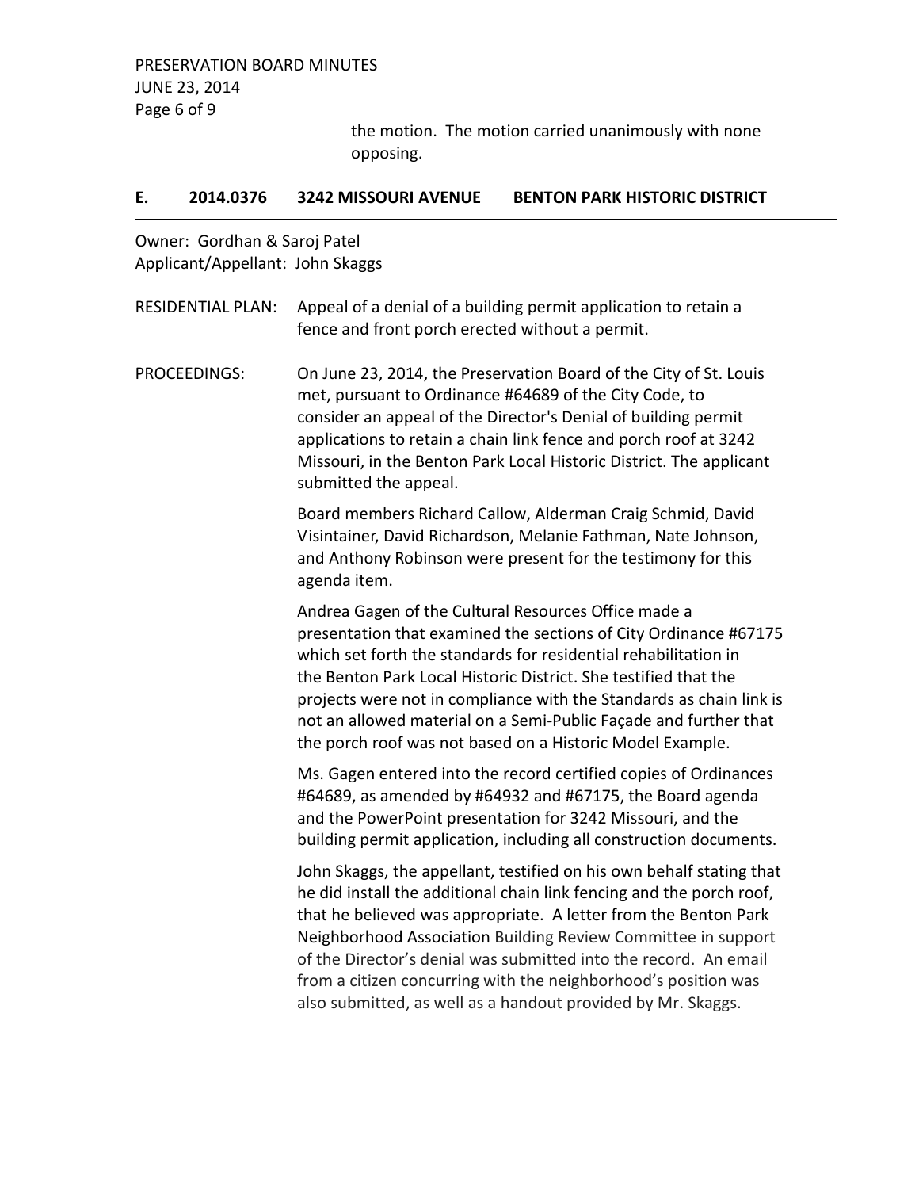the motion. The motion carried unanimously with none opposing.

## E. 2014.0376 3242 MISSOURI AVENUE BENTON PARK HISTORIC DISTRICT

Owner: Gordhan & Saroj Patel
Applicant/Appellant: John Skaggs

RESIDENTIAL PLAN: Appeal of a denial of a building permit application to retain a fence and front porch erected without a permit.

PROCEEDINGS: On June 23, 2014, the Preservation Board of the City of St. Louis met, pursuant to Ordinance #64689 of the City Code, to consider an appeal of the Director's Denial of building permit applications to retain a chain link fence and porch roof at 3242 Missouri, in the Benton Park Local Historic District. The applicant submitted the appeal.

Board members Richard Callow, Alderman Craig Schmid, David Visintainer, David Richardson, Melanie Fathman, Nate Johnson, and Anthony Robinson were present for the testimony for this agenda item.

Andrea Gagen of the Cultural Resources Office made a presentation that examined the sections of City Ordinance #67175 which set forth the standards for residential rehabilitation in the Benton Park Local Historic District. She testified that the projects were not in compliance with the Standards as chain link is not an allowed material on a Semi-Public Façade and further that the porch roof was not based on a Historic Model Example.

Ms. Gagen entered into the record certified copies of Ordinances #64689, as amended by #64932 and #67175, the Board agenda and the PowerPoint presentation for 3242 Missouri, and the building permit application, including all construction documents.

John Skaggs, the appellant, testified on his own behalf stating that he did install the additional chain link fencing and the porch roof, that he believed was appropriate. A letter from the Benton Park Neighborhood Association Building Review Committee in support of the Director's denial was submitted into the record. An email from a citizen concurring with the neighborhood's position was also submitted, as well as a handout provided by Mr. Skaggs.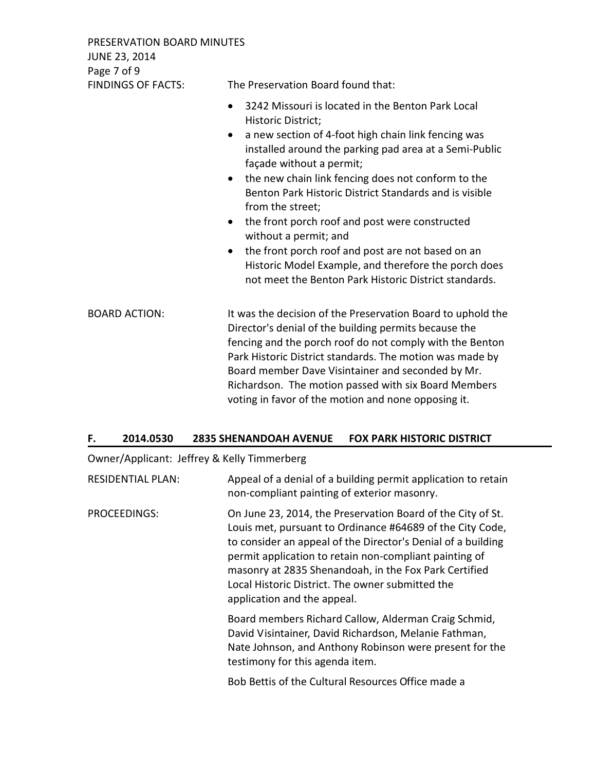FINDINGS OF FACTS: The Preservation Board found that:

- 3242 Missouri is located in the Benton Park Local Historic District;
- a new section of 4-foot high chain link fencing was installed around the parking pad area at a Semi-Public façade without a permit;
- the new chain link fencing does not conform to the Benton Park Historic District Standards and is visible from the street;
- the front porch roof and post were constructed without a permit; and
- the front porch roof and post are not based on an Historic Model Example, and therefore the porch does not meet the Benton Park Historic District standards.

BOARD ACTION: It was the decision of the Preservation Board to uphold the Director's denial of the building permits because the fencing and the porch roof do not comply with the Benton Park Historic District standards. The motion was made by Board member Dave Visintainer and seconded by Mr. Richardson. The motion passed with six Board Members voting in favor of the motion and none opposing it.

## F. 2014.0530 2835 SHENANDOAH AVENUE FOX PARK HISTORIC DISTRICT

Owner/Applicant: Jeffrey & Kelly Timmerberg

RESIDENTIAL PLAN: Appeal of a denial of a building permit application to retain non-compliant painting of exterior masonry.

PROCEEDINGS: On June 23, 2014, the Preservation Board of the City of St. Louis met, pursuant to Ordinance #64689 of the City Code, to consider an appeal of the Director's Denial of a building permit application to retain non-compliant painting of masonry at 2835 Shenandoah, in the Fox Park Certified Local Historic District. The owner submitted the application and the appeal.

Board members Richard Callow, Alderman Craig Schmid, David Visintainer, David Richardson, Melanie Fathman, Nate Johnson, and Anthony Robinson were present for the testimony for this agenda item.

Bob Bettis of the Cultural Resources Office made a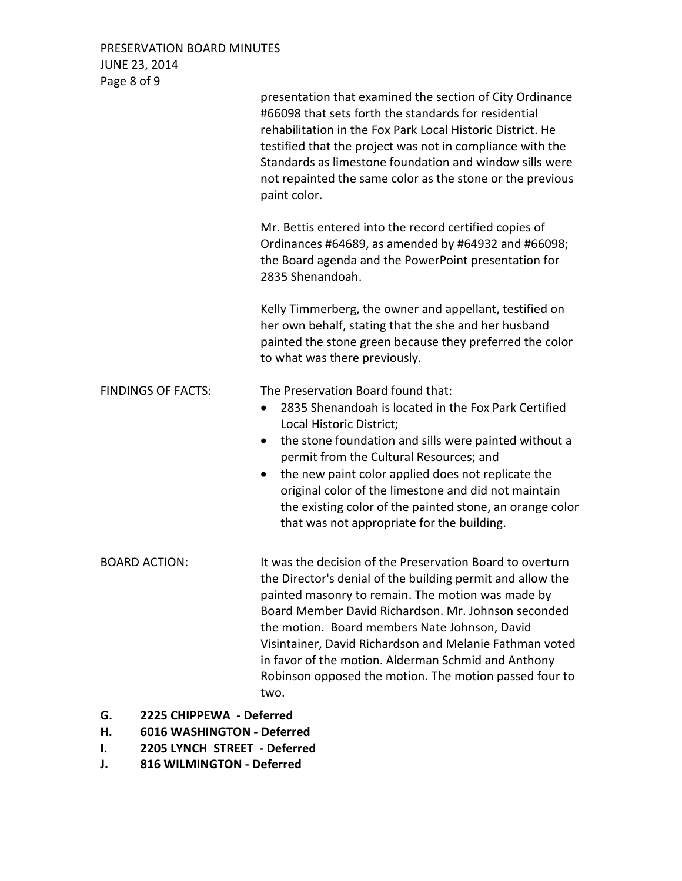presentation that examined the section of City Ordinance #66098 that sets forth the standards for residential rehabilitation in the Fox Park Local Historic District. He testified that the project was not in compliance with the Standards as limestone foundation and window sills were not repainted the same color as the stone or the previous paint color.

Mr. Bettis entered into the record certified copies of Ordinances #64689, as amended by #64932 and #66098; the Board agenda and the PowerPoint presentation for 2835 Shenandoah.

Kelly Timmerberg, the owner and appellant, testified on her own behalf, stating that the she and her husband painted the stone green because they preferred the color to what was there previously.

FINDINGS OF FACTS: The Preservation Board found that:

- 2835 Shenandoah is located in the Fox Park Certified Local Historic District;
- the stone foundation and sills were painted without a permit from the Cultural Resources; and
- the new paint color applied does not replicate the original color of the limestone and did not maintain the existing color of the painted stone, an orange color that was not appropriate for the building.

BOARD ACTION: It was the decision of the Preservation Board to overturn the Director's denial of the building permit and allow the painted masonry to remain. The motion was made by Board Member David Richardson. Mr. Johnson seconded the motion. Board members Nate Johnson, David Visintainer, David Richardson and Melanie Fathman voted in favor of the motion. Alderman Schmid and Anthony Robinson opposed the motion. The motion passed four to two.

**G. 2225 CHIPPEWA - Deferred**

**H. 6016 WASHINGTON - Deferred**

**I. 2205 LYNCH STREET - Deferred**

**J. 816 WILMINGTON - Deferred**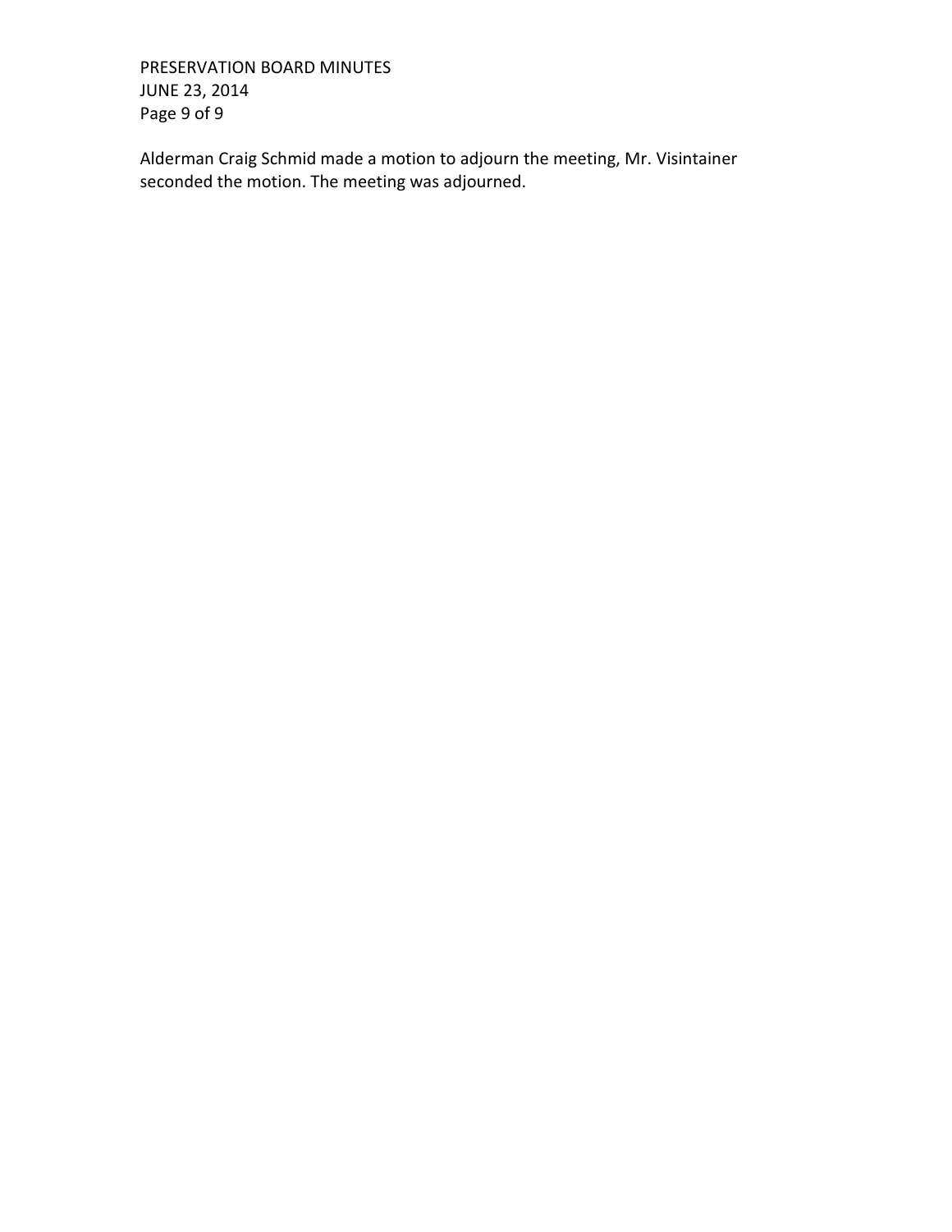Alderman Craig Schmid made a motion to adjourn the meeting, Mr. Visintainer seconded the motion. The meeting was adjourned.